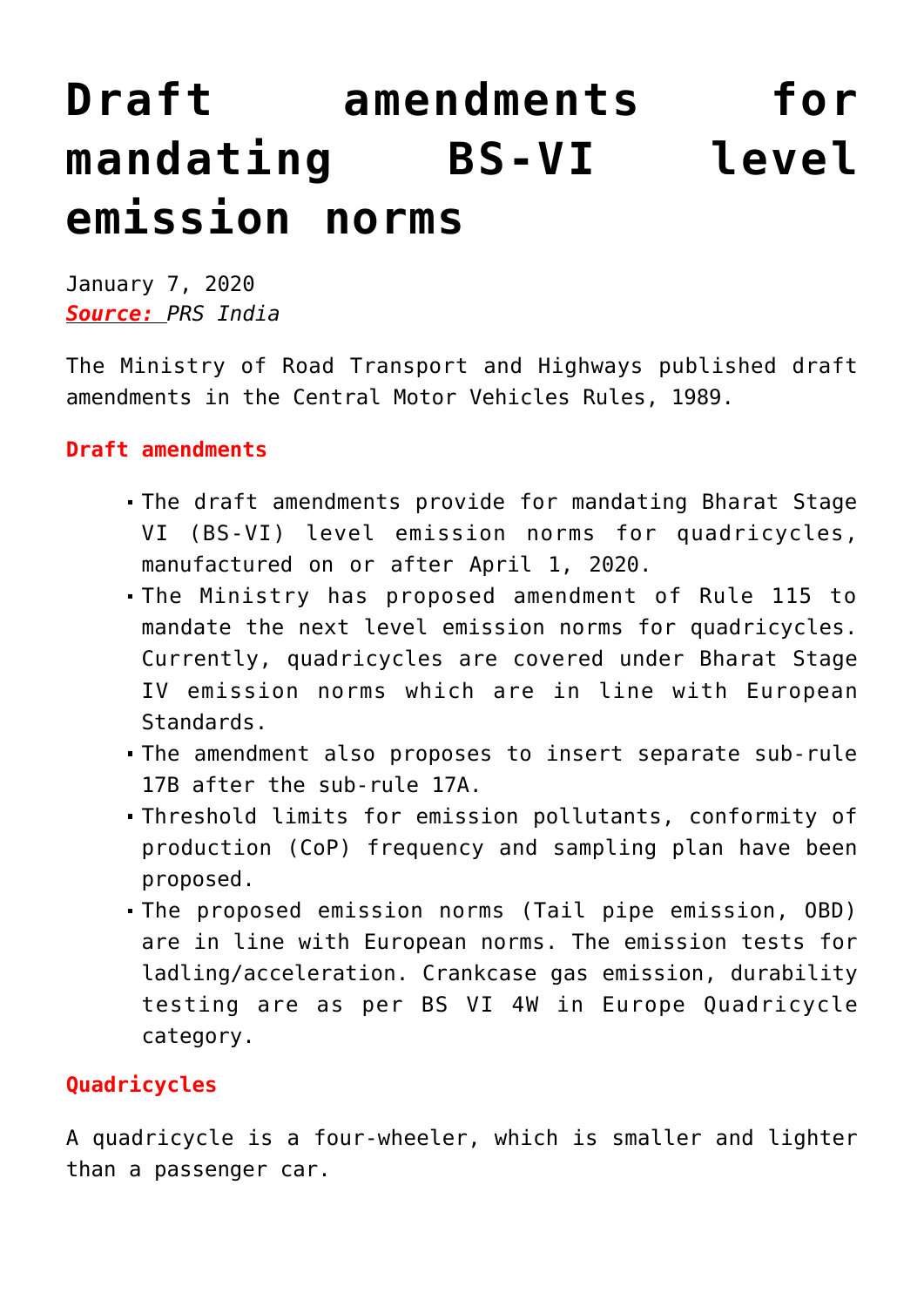# Draft amendments for mandating BS-VI level emission norms

January 7, 2020
***Source:*** *PRS India*

The Ministry of Road Transport and Highways published draft amendments in the Central Motor Vehicles Rules, 1989.

**Draft amendments**

- The draft amendments provide for mandating Bharat Stage VI (BS-VI) level emission norms for quadricycles, manufactured on or after April 1, 2020.
- The Ministry has proposed amendment of Rule 115 to mandate the next level emission norms for quadricycles. Currently, quadricycles are covered under Bharat Stage IV emission norms which are in line with European Standards.
- The amendment also proposes to insert separate sub-rule 17B after the sub-rule 17A.
- Threshold limits for emission pollutants, conformity of production (CoP) frequency and sampling plan have been proposed.
- The proposed emission norms (Tail pipe emission, OBD) are in line with European norms. The emission tests for ladling/acceleration. Crankcase gas emission, durability testing are as per BS VI 4W in Europe Quadricycle category.

**Quadricycles**

A quadricycle is a four-wheeler, which is smaller and lighter than a passenger car.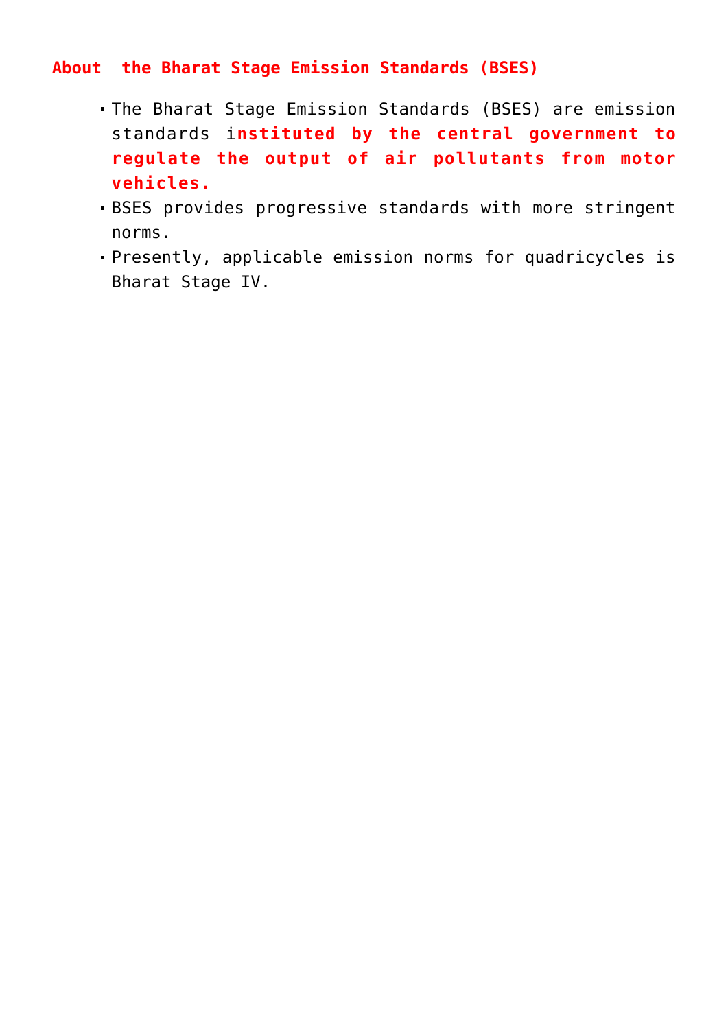**About the Bharat Stage Emission Standards (BSES)**

- The Bharat Stage Emission Standards (BSES) are emission standards i**nstituted by the central government to regulate the output of air pollutants from motor vehicles.**
- BSES provides progressive standards with more stringent norms.
- Presently, applicable emission norms for quadricycles is Bharat Stage IV.